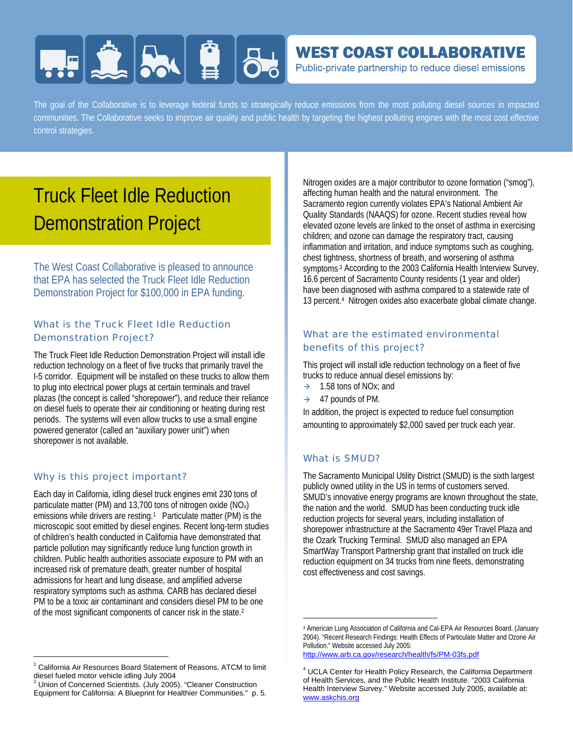# WEST COAST COLLABORATIVE

Public-private partnership to reduce diesel emissions

The goal of the Collaborative is to leverage federal funds to strategically reduce emissions from the most polluting diesel sources in impacted communities. The Collaborative seeks to improve air quality and public health by targeting the highest polluting engines with the most cost effective control strategies.

# Truck Fleet Idle Reduction Demonstration Project

The West Coast Collaborative is pleased to announce that EPA has selected the Truck Fleet Idle Reduction Demonstration Project for $100,000 in EPA funding.

## What is the Truck Fleet Idle Reduction Demonstration Project?

The Truck Fleet Idle Reduction Demonstration Project will install idle reduction technology on a fleet of five trucks that primarily travel the I-5 corridor. Equipment will be installed on these trucks to allow them to plug into electrical power plugs at certain terminals and travel plazas (the concept is called "shorepower"), and reduce their reliance on diesel fuels to operate their air conditioning or heating during rest periods. The systems will even allow trucks to use a small engine powered generator (called an "auxiliary power unit") when shorepower is not available.

## Why is this project important?

Each day in California, idling diesel truck engines emit 230 tons of particulate matter (PM) and 13,700 tons of nitrogen oxide ($NO_x$) emissions while drivers are resting.[1] Particulate matter (PM) is the microscopic soot emitted by diesel engines. Recent long-term studies of children's health conducted in California have demonstrated that particle pollution may significantly reduce lung function growth in children. Public health authorities associate exposure to PM with an increased risk of premature death, greater number of hospital admissions for heart and lung disease, and amplified adverse respiratory symptoms such as asthma. CARB has declared diesel PM to be a toxic air contaminant and considers diesel PM to be one of the most significant components of cancer risk in the state.[2]

Nitrogen oxides are a major contributor to ozone formation ("smog"), affecting human health and the natural environment. The Sacramento region currently violates EPA's National Ambient Air Quality Standards (NAAQS) for ozone. Recent studies reveal how elevated ozone levels are linked to the onset of asthma in exercising children; and ozone can damage the respiratory tract, causing inflammation and irritation, and induce symptoms such as coughing, chest tightness, shortness of breath, and worsening of asthma symptoms[3] According to the 2003 California Health Interview Survey, 16.6 percent of Sacramento County residents (1 year and older) have been diagnosed with asthma compared to a statewide rate of 13 percent.[4] Nitrogen oxides also exacerbate global climate change.

## What are the estimated environmental benefits of this project?

This project will install idle reduction technology on a fleet of five trucks to reduce annual diesel emissions by:

- 1.58 tons of NOx; and
- 47 pounds of PM.

In addition, the project is expected to reduce fuel consumption amounting to approximately $2,000 saved per truck each year.

## What is SMUD?

The Sacramento Municipal Utility District (SMUD) is the sixth largest publicly owned utility in the US in terms of customers served. SMUD's innovative energy programs are known throughout the state, the nation and the world. SMUD has been conducting truck idle reduction projects for several years, including installation of shorepower infrastructure at the Sacramento 49er Travel Plaza and the Ozark Trucking Terminal. SMUD also managed an EPA SmartWay Transport Partnership grant that installed on truck idle reduction equipment on 34 trucks from nine fleets, demonstrating cost effectiveness and cost savings.

---

[1] California Air Resources Board Statement of Reasons, ATCM to limit diesel fueled motor vehicle idling July 2004

[2] Union of Concerned Scientists. (July 2005). "Cleaner Construction Equipment for California: A Blueprint for Healthier Communities." p. 5.

[3] American Lung Association of California and Cal-EPA Air Resources Board. (January 2004). "Recent Research Findings: Health Effects of Particulate Matter and Ozone Air Pollution." Website accessed July 2005: http://www.arb.ca.gov/research/health/fs/PM-03fs.pdf

[4] UCLA Center for Health Policy Research, the California Department of Health Services, and the Public Health Institute. "2003 California Health Interview Survey." Website accessed July 2005, available at: www.askchis.org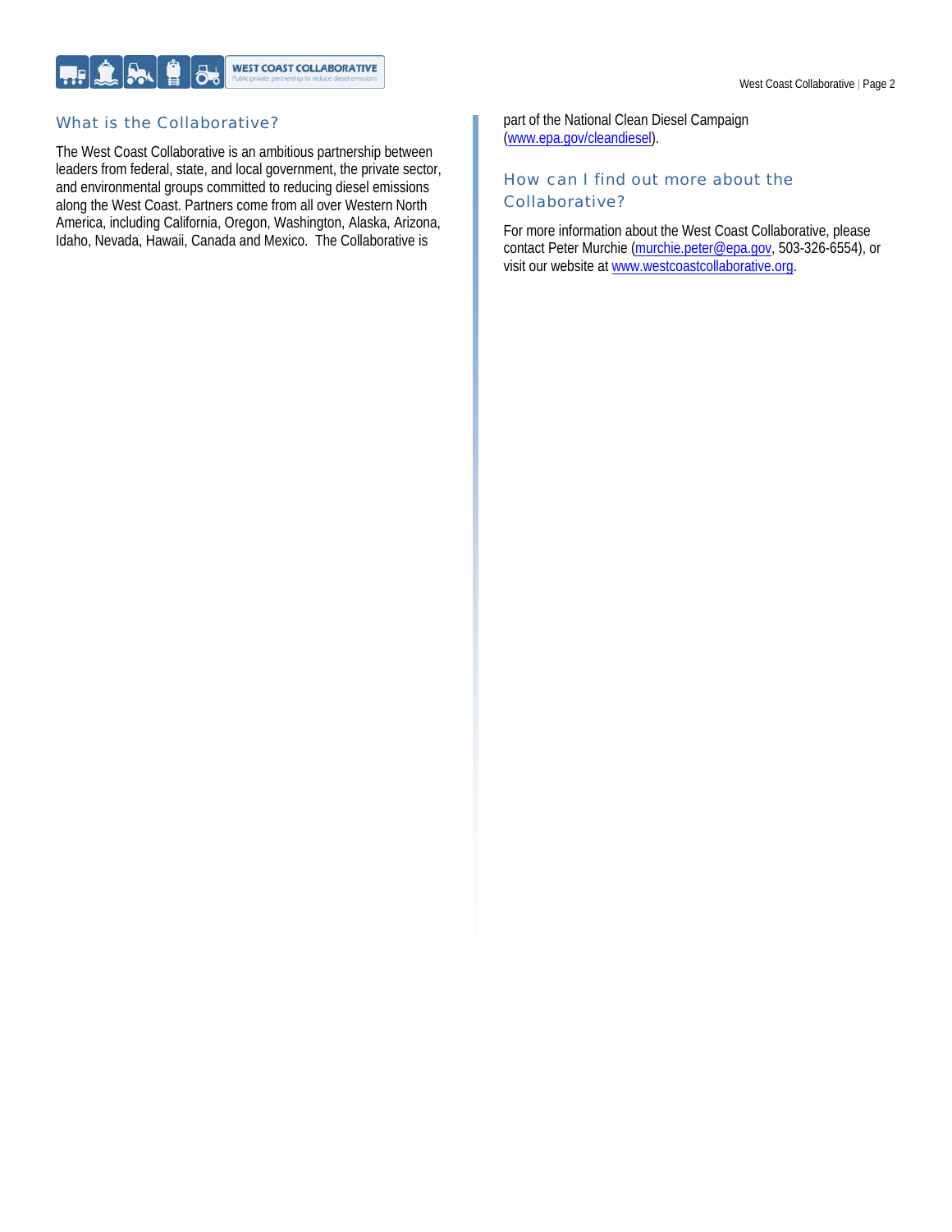## What is the Collaborative?

The West Coast Collaborative is an ambitious partnership between leaders from federal, state, and local government, the private sector, and environmental groups committed to reducing diesel emissions along the West Coast. Partners come from all over Western North America, including California, Oregon, Washington, Alaska, Arizona, Idaho, Nevada, Hawaii, Canada and Mexico. The Collaborative is part of the National Clean Diesel Campaign (www.epa.gov/cleandiesel).

## How can I find out more about the Collaborative?

For more information about the West Coast Collaborative, please contact Peter Murchie (murchie.peter@epa.gov, 503-326-6554), or visit our website at www.westcoastcollaborative.org.